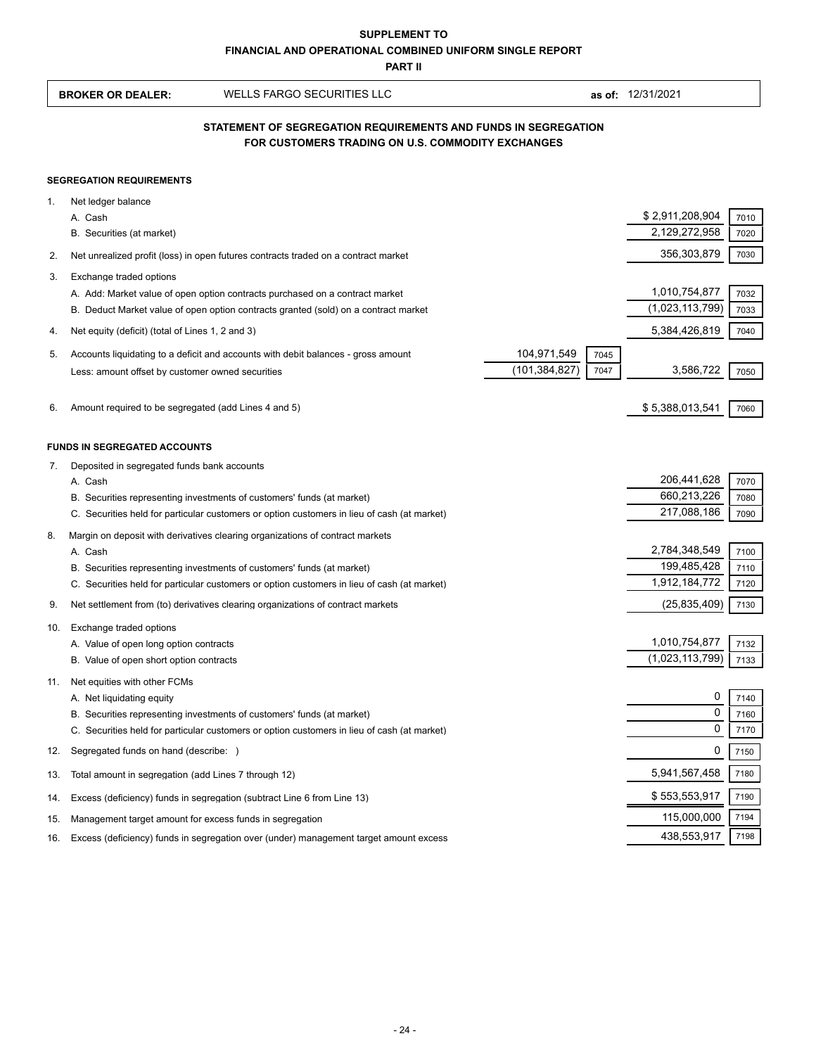**SUPPLEMENT TO**
**FINANCIAL AND OPERATIONAL COMBINED UNIFORM SINGLE REPORT**
**PART II**

| **BROKER OR DEALER:** | WELLS FARGO SECURITIES LLC | **as of:** 12/31/2021 |
|---|---|---|

## STATEMENT OF SEGREGATION REQUIREMENTS AND FUNDS IN SEGREGATION FOR CUSTOMERS TRADING ON U.S. COMMODITY EXCHANGES

### SEGREGATION REQUIREMENTS

| | | | | | |
|---|---|---|---|---|---|
| 1. | Net ledger balance | | | | |
| | A. Cash | | | $ 2,911,208,904 | 7010 |
| | B. Securities (at market) | | | 2,129,272,958 | 7020 |
| 2. | Net unrealized profit (loss) in open futures contracts traded on a contract market | | | 356,303,879 | 7030 |
| 3. | Exchange traded options | | | | |
| | A. Add: Market value of open option contracts purchased on a contract market | | | 1,010,754,877 | 7032 |
| | B. Deduct Market value of open option contracts granted (sold) on a contract market | | | (1,023,113,799) | 7033 |
| 4. | Net equity (deficit) (total of Lines 1, 2 and 3) | | | 5,384,426,819 | 7040 |
| 5. | Accounts liquidating to a deficit and accounts with debit balances - gross amount | 104,971,549 | 7045 | | |
| | Less: amount offset by customer owned securities | (101,384,827) | 7047 | 3,586,722 | 7050 |
| 6. | Amount required to be segregated (add Lines 4 and 5) | | | $ 5,388,013,541 | 7060 |

### FUNDS IN SEGREGATED ACCOUNTS

| | | | |
|---|---|---|---|
| 7. | Deposited in segregated funds bank accounts | | |
| | A. Cash | 206,441,628 | 7070 |
| | B. Securities representing investments of customers' funds (at market) | 660,213,226 | 7080 |
| | C. Securities held for particular customers or option customers in lieu of cash (at market) | 217,088,186 | 7090 |
| 8. | Margin on deposit with derivatives clearing organizations of contract markets | | |
| | A. Cash | 2,784,348,549 | 7100 |
| | B. Securities representing investments of customers' funds (at market) | 199,485,428 | 7110 |
| | C. Securities held for particular customers or option customers in lieu of cash (at market) | 1,912,184,772 | 7120 |
| 9. | Net settlement from (to) derivatives clearing organizations of contract markets | (25,835,409) | 7130 |
| 10. | Exchange traded options | | |
| | A. Value of open long option contracts | 1,010,754,877 | 7132 |
| | B. Value of open short option contracts | (1,023,113,799) | 7133 |
| 11. | Net equities with other FCMs | | |
| | A. Net liquidating equity | 0 | 7140 |
| | B. Securities representing investments of customers' funds (at market) | 0 | 7160 |
| | C. Securities held for particular customers or option customers in lieu of cash (at market) | 0 | 7170 |
| 12. | Segregated funds on hand (describe: ) | 0 | 7150 |
| 13. | Total amount in segregation (add Lines 7 through 12) | 5,941,567,458 | 7180 |
| 14. | Excess (deficiency) funds in segregation (subtract Line 6 from Line 13) | $ 553,553,917 | 7190 |
| 15. | Management target amount for excess funds in segregation | 115,000,000 | 7194 |
| 16. | Excess (deficiency) funds in segregation over (under) management target amount excess | 438,553,917 | 7198 |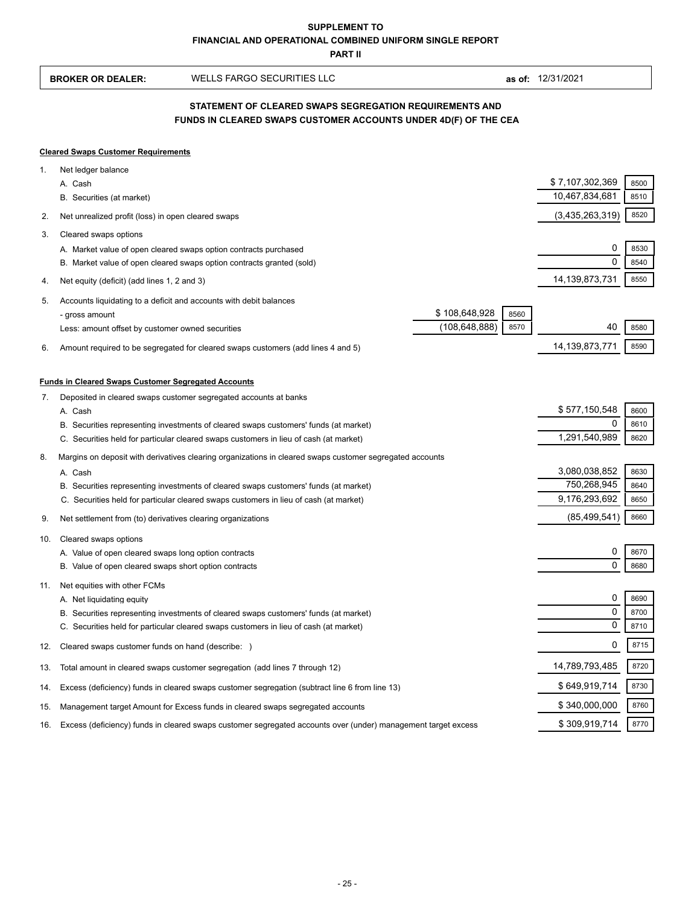**SUPPLEMENT TO**

**FINANCIAL AND OPERATIONAL COMBINED UNIFORM SINGLE REPORT**

**PART II**

| **BROKER OR DEALER:** | WELLS FARGO SECURITIES LLC | **as of:** 12/31/2021 |
|---|---|---|

## STATEMENT OF CLEARED SWAPS SEGREGATION REQUIREMENTS AND FUNDS IN CLEARED SWAPS CUSTOMER ACCOUNTS UNDER 4D(F) OF THE CEA

**Cleared Swaps Customer Requirements**

| | | | | | |
|---|---|---|---|---|---|
| 1. | Net ledger balance | | | | |
| | A. Cash | | | $ 7,107,302,369 | 8500 |
| | B. Securities (at market) | | | 10,467,834,681 | 8510 |
| 2. | Net unrealized profit (loss) in open cleared swaps | | | (3,435,263,319) | 8520 |
| 3. | Cleared swaps options | | | | |
| | A. Market value of open cleared swaps option contracts purchased | | | 0 | 8530 |
| | B. Market value of open cleared swaps option contracts granted (sold) | | | 0 | 8540 |
| 4. | Net equity (deficit) (add lines 1, 2 and 3) | | | 14,139,873,731 | 8550 |
| 5. | Accounts liquidating to a deficit and accounts with debit balances | | | | |
| | - gross amount | $ 108,648,928 | 8560 | | |
| | Less: amount offset by customer owned securities | (108,648,888) | 8570 | 40 | 8580 |
| 6. | Amount required to be segregated for cleared swaps customers (add lines 4 and 5) | | | 14,139,873,771 | 8590 |

**Funds in Cleared Swaps Customer Segregated Accounts**

| | | | |
|---|---|---|---|
| 7. | Deposited in cleared swaps customer segregated accounts at banks | | |
| | A. Cash | $ 577,150,548 | 8600 |
| | B. Securities representing investments of cleared swaps customers' funds (at market) | 0 | 8610 |
| | C. Securities held for particular cleared swaps customers in lieu of cash (at market) | 1,291,540,989 | 8620 |
| 8. | Margins on deposit with derivatives clearing organizations in cleared swaps customer segregated accounts | | |
| | A. Cash | 3,080,038,852 | 8630 |
| | B. Securities representing investments of cleared swaps customers' funds (at market) | 750,268,945 | 8640 |
| | C. Securities held for particular cleared swaps customers in lieu of cash (at market) | 9,176,293,692 | 8650 |
| 9. | Net settlement from (to) derivatives clearing organizations | (85,499,541) | 8660 |
| 10. | Cleared swaps options | | |
| | A. Value of open cleared swaps long option contracts | 0 | 8670 |
| | B. Value of open cleared swaps short option contracts | 0 | 8680 |
| 11. | Net equities with other FCMs | | |
| | A. Net liquidating equity | 0 | 8690 |
| | B. Securities representing investments of cleared swaps customers' funds (at market) | 0 | 8700 |
| | C. Securities held for particular cleared swaps customers in lieu of cash (at market) | 0 | 8710 |
| 12. | Cleared swaps customer funds on hand (describe: ) | 0 | 8715 |
| 13. | Total amount in cleared swaps customer segregation (add lines 7 through 12) | 14,789,793,485 | 8720 |
| 14. | Excess (deficiency) funds in cleared swaps customer segregation (subtract line 6 from line 13) | $ 649,919,714 | 8730 |
| 15. | Management target Amount for Excess funds in cleared swaps segregated accounts | $ 340,000,000 | 8760 |
| 16. | Excess (deficiency) funds in cleared swaps customer segregated accounts over (under) management target excess | $ 309,919,714 | 8770 |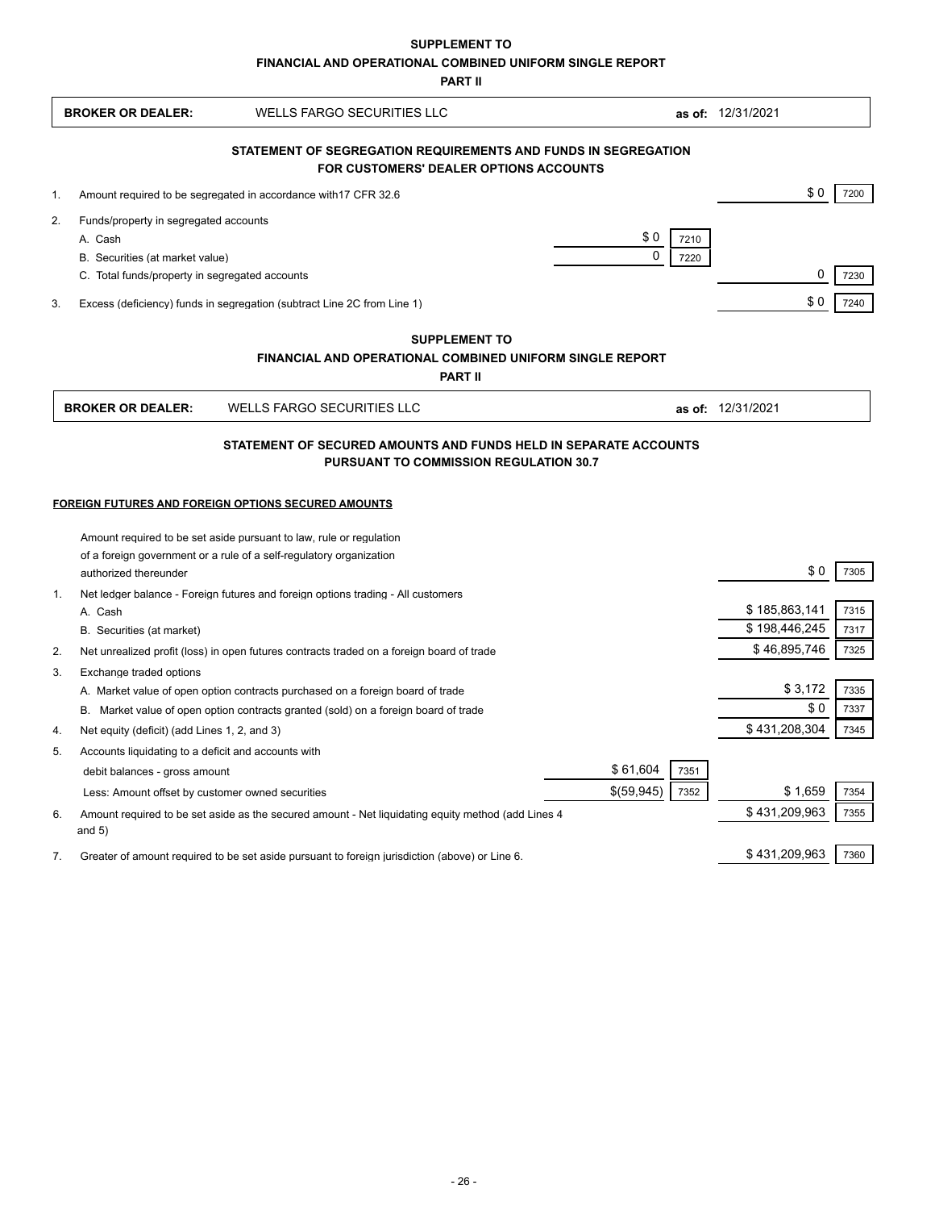**SUPPLEMENT TO**
**FINANCIAL AND OPERATIONAL COMBINED UNIFORM SINGLE REPORT**
**PART II**

| **BROKER OR DEALER:** | WELLS FARGO SECURITIES LLC | **as of:** 12/31/2021 |
|---|---|---|

## STATEMENT OF SEGREGATION REQUIREMENTS AND FUNDS IN SEGREGATION FOR CUSTOMERS' DEALER OPTIONS ACCOUNTS

| | | | | | |
|---|---|---|---|---|---|
| 1. | Amount required to be segregated in accordance with17 CFR 32.6 | | | $ 0 | 7200 |
| 2. | Funds/property in segregated accounts | | | | |
| | A. Cash | $ 0 | 7210 | | |
| | B. Securities (at market value) | 0 | 7220 | | |
| | C. Total funds/property in segregated accounts | | | 0 | 7230 |
| 3. | Excess (deficiency) funds in segregation (subtract Line 2C from Line 1) | | | $ 0 | 7240 |

**SUPPLEMENT TO**
**FINANCIAL AND OPERATIONAL COMBINED UNIFORM SINGLE REPORT**
**PART II**

| **BROKER OR DEALER:** | WELLS FARGO SECURITIES LLC | **as of:** 12/31/2021 |
|---|---|---|

## STATEMENT OF SECURED AMOUNTS AND FUNDS HELD IN SEPARATE ACCOUNTS PURSUANT TO COMMISSION REGULATION 30.7

**FOREIGN FUTURES AND FOREIGN OPTIONS SECURED AMOUNTS**

| | | | | | |
|---|---|---|---|---|---|
| | Amount required to be set aside pursuant to law, rule or regulation of a foreign government or a rule of a self-regulatory organization authorized thereunder | | | $ 0 | 7305 |
| 1. | Net ledger balance - Foreign futures and foreign options trading - All customers | | | | |
| | A. Cash | | | $ 185,863,141 | 7315 |
| | B. Securities (at market) | | | $ 198,446,245 | 7317 |
| 2. | Net unrealized profit (loss) in open futures contracts traded on a foreign board of trade | | | $ 46,895,746 | 7325 |
| 3. | Exchange traded options | | | | |
| | A. Market value of open option contracts purchased on a foreign board of trade | | | $ 3,172 | 7335 |
| | B. Market value of open option contracts granted (sold) on a foreign board of trade | | | $ 0 | 7337 |
| 4. | Net equity (deficit) (add Lines 1, 2, and 3) | | | $ 431,208,304 | 7345 |
| 5. | Accounts liquidating to a deficit and accounts with | | | | |
| | debit balances - gross amount | $ 61,604 | 7351 | | |
| | Less: Amount offset by customer owned securities | $(59,945) | 7352 | $ 1,659 | 7354 |
| 6. | Amount required to be set aside as the secured amount - Net liquidating equity method (add Lines 4 and 5) | | | $ 431,209,963 | 7355 |
| 7. | Greater of amount required to be set aside pursuant to foreign jurisdiction (above) or Line 6. | | | $ 431,209,963 | 7360 |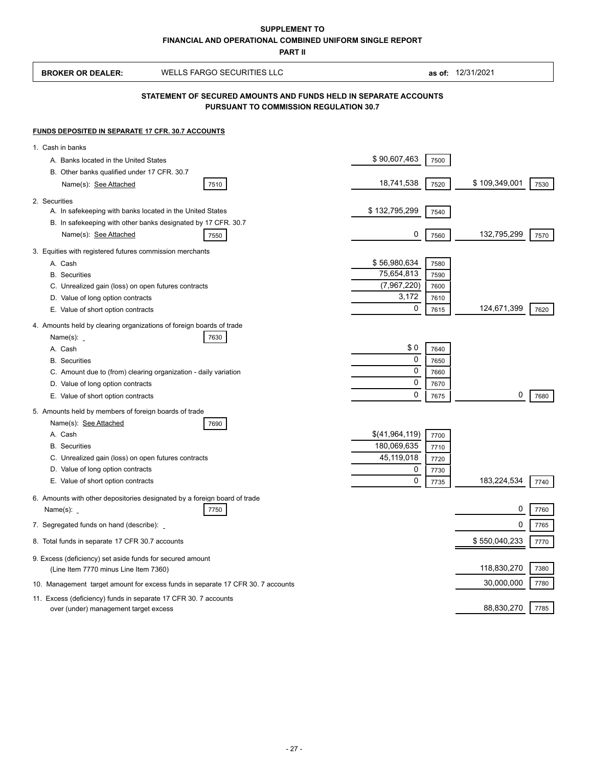**SUPPLEMENT TO**
**FINANCIAL AND OPERATIONAL COMBINED UNIFORM SINGLE REPORT**
**PART II**

**BROKER OR DEALER:** WELLS FARGO SECURITIES LLC **as of:** 12/31/2021

## STATEMENT OF SECURED AMOUNTS AND FUNDS HELD IN SEPARATE ACCOUNTS PURSUANT TO COMMISSION REGULATION 30.7

**FUNDS DEPOSITED IN SEPARATE 17 CFR. 30.7 ACCOUNTS**

| | | | | |
|---|---|---|---|---|
| 1. Cash in banks | | | | |
| A. Banks located in the United States | $ 90,607,463 | 7500 | | |
| B. Other banks qualified under 17 CFR. 30.7 Name(s): See Attached [7510] | 18,741,538 | 7520 | $ 109,349,001 | 7530 |
| 2. Securities | | | | |
| A. In safekeeping with banks located in the United States | $ 132,795,299 | 7540 | | |
| B. In safekeeping with other banks designated by 17 CFR. 30.7 Name(s): See Attached [7550] | 0 | 7560 | 132,795,299 | 7570 |
| 3. Equities with registered futures commission merchants | | | | |
| A. Cash | $ 56,980,634 | 7580 | | |
| B. Securities | 75,654,813 | 7590 | | |
| C. Unrealized gain (loss) on open futures contracts | (7,967,220) | 7600 | | |
| D. Value of long option contracts | 3,172 | 7610 | | |
| E. Value of short option contracts | 0 | 7615 | 124,671,399 | 7620 |
| 4. Amounts held by clearing organizations of foreign boards of trade | | | | |
| Name(s): _ [7630] | | | | |
| A. Cash | $ 0 | 7640 | | |
| B. Securities | 0 | 7650 | | |
| C. Amount due to (from) clearing organization - daily variation | 0 | 7660 | | |
| D. Value of long option contracts | 0 | 7670 | | |
| E. Value of short option contracts | 0 | 7675 | 0 | 7680 |
| 5. Amounts held by members of foreign boards of trade | | | | |
| Name(s): See Attached [7690] | | | | |
| A. Cash | $(41,964,119) | 7700 | | |
| B. Securities | 180,069,635 | 7710 | | |
| C. Unrealized gain (loss) on open futures contracts | 45,119,018 | 7720 | | |
| D. Value of long option contracts | 0 | 7730 | | |
| E. Value of short option contracts | 0 | 7735 | 183,224,534 | 7740 |
| 6. Amounts with other depositories designated by a foreign board of trade Name(s): _ [7750] | | | 0 | 7760 |
| 7. Segregated funds on hand (describe): _ | | | 0 | 7765 |
| 8. Total funds in separate 17 CFR 30.7 accounts | | | $ 550,040,233 | 7770 |
| 9. Excess (deficiency) set aside funds for secured amount (Line Item 7770 minus Line Item 7360) | | | 118,830,270 | 7380 |
| 10. Management target amount for excess funds in separate 17 CFR 30. 7 accounts | | | 30,000,000 | 7780 |
| 11. Excess (deficiency) funds in separate 17 CFR 30. 7 accounts over (under) management target excess | | | 88,830,270 | 7785 |